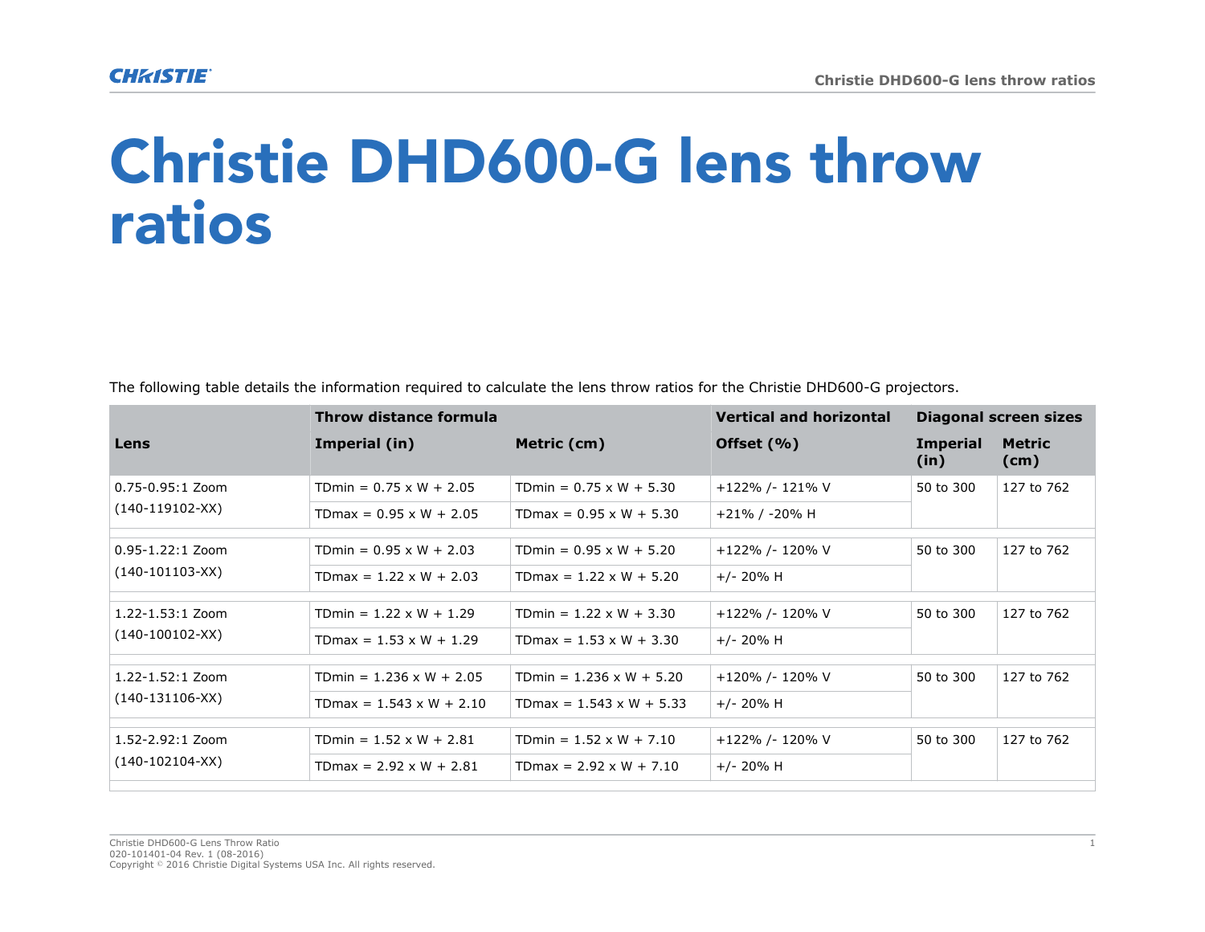# Christie DHD600-G lens throw ratios

The following table details the information required to calculate the lens throw ratios for the Christie DHD600-G projectors.

| Lens | Throw distance formula | | Vertical and horizontal | Diagonal screen sizes | |
|---|---|---|---|---|---|
| | Imperial (in) | Metric (cm) | Offset (%) | Imperial (in) | Metric (cm) |
| 0.75-0.95:1 Zoom (140-119102-XX) | TDmin = 0.75 x W + 2.05 | TDmin = 0.75 x W + 5.30 | +122% /- 121% V | 50 to 300 | 127 to 762 |
| | TDmax = 0.95 x W + 2.05 | TDmax = 0.95 x W + 5.30 | +21% / -20% H | | |
| 0.95-1.22:1 Zoom (140-101103-XX) | TDmin = 0.95 x W + 2.03 | TDmin = 0.95 x W + 5.20 | +122% /- 120% V | 50 to 300 | 127 to 762 |
| | TDmax = 1.22 x W + 2.03 | TDmax = 1.22 x W + 5.20 | +/- 20% H | | |
| 1.22-1.53:1 Zoom (140-100102-XX) | TDmin = 1.22 x W + 1.29 | TDmin = 1.22 x W + 3.30 | +122% /- 120% V | 50 to 300 | 127 to 762 |
| | TDmax = 1.53 x W + 1.29 | TDmax = 1.53 x W + 3.30 | +/- 20% H | | |
| 1.22-1.52:1 Zoom (140-131106-XX) | TDmin = 1.236 x W + 2.05 | TDmin = 1.236 x W + 5.20 | +120% /- 120% V | 50 to 300 | 127 to 762 |
| | TDmax = 1.543 x W + 2.10 | TDmax = 1.543 x W + 5.33 | +/- 20% H | | |
| 1.52-2.92:1 Zoom (140-102104-XX) | TDmin = 1.52 x W + 2.81 | TDmin = 1.52 x W + 7.10 | +122% /- 120% V | 50 to 300 | 127 to 762 |
| | TDmax = 2.92 x W + 2.81 | TDmax = 2.92 x W + 7.10 | +/- 20% H | | |

Christie DHD600-G Lens Throw Ratio
020-101401-04 Rev. 1 (08-2016)
Copyright © 2016 Christie Digital Systems USA Inc. All rights reserved.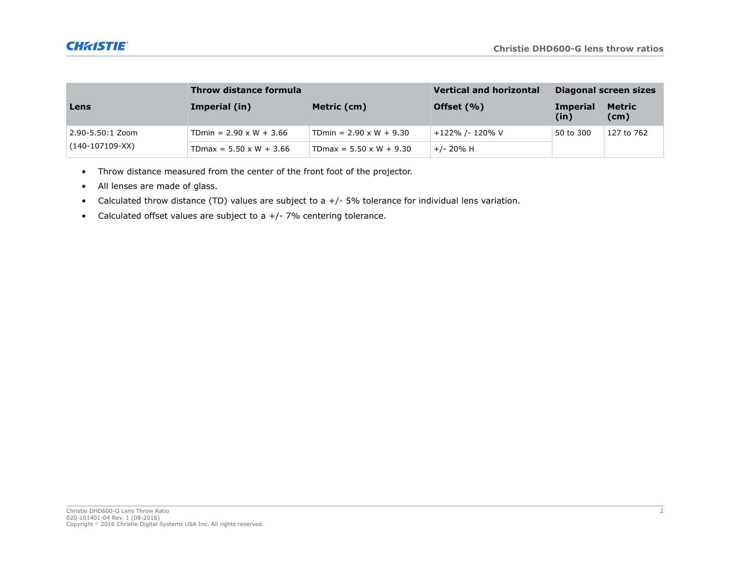| Lens | Throw distance formula | | Vertical and horizontal | Diagonal screen sizes | |
|---|---|---|---|---|---|
| | Imperial (in) | Metric (cm) | Offset (%) | Imperial (in) | Metric (cm) |
| 2.90-5.50:1 Zoom (140-107109-XX) | TDmin = 2.90 x W + 3.66 | TDmin = 2.90 x W + 9.30 | +122% /- 120% V | 50 to 300 | 127 to 762 |
| | TDmax = 5.50 x W + 3.66 | TDmax = 5.50 x W + 9.30 | +/- 20% H | | |

- Throw distance measured from the center of the front foot of the projector.
- All lenses are made of glass.
- Calculated throw distance (TD) values are subject to a +/- 5% tolerance for individual lens variation.
- Calculated offset values are subject to a +/- 7% centering tolerance.